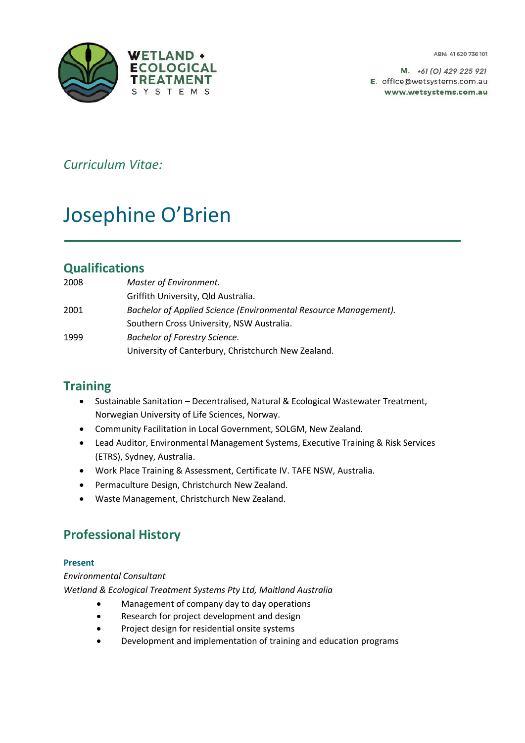WETLAND + ECOLOGICAL TREATMENT SYSTEMS

ABN: 41 620 736 101

**M.** +61 (0) 429 225 921
**E.** office@wetsystems.com.au
**www.wetsystems.com.au**

*Curriculum Vitae:*

# Josephine O'Brien

---

## Qualifications

| | |
|---|---|
| 2008 | *Master of Environment.* |
| | Griffith University, Qld Australia. |
| 2001 | *Bachelor of Applied Science (Environmental Resource Management).* |
| | Southern Cross University, NSW Australia. |
| 1999 | *Bachelor of Forestry Science.* |
| | University of Canterbury, Christchurch New Zealand. |

## Training

- Sustainable Sanitation – Decentralised, Natural & Ecological Wastewater Treatment, Norwegian University of Life Sciences, Norway.
- Community Facilitation in Local Government, SOLGM, New Zealand.
- Lead Auditor, Environmental Management Systems, Executive Training & Risk Services (ETRS), Sydney, Australia.
- Work Place Training & Assessment, Certificate IV. TAFE NSW, Australia.
- Permaculture Design, Christchurch New Zealand.
- Waste Management, Christchurch New Zealand.

## Professional History

**Present**

*Environmental Consultant*
*Wetland & Ecological Treatment Systems Pty Ltd, Maitland Australia*

- Management of company day to day operations
- Research for project development and design
- Project design for residential onsite systems
- Development and implementation of training and education programs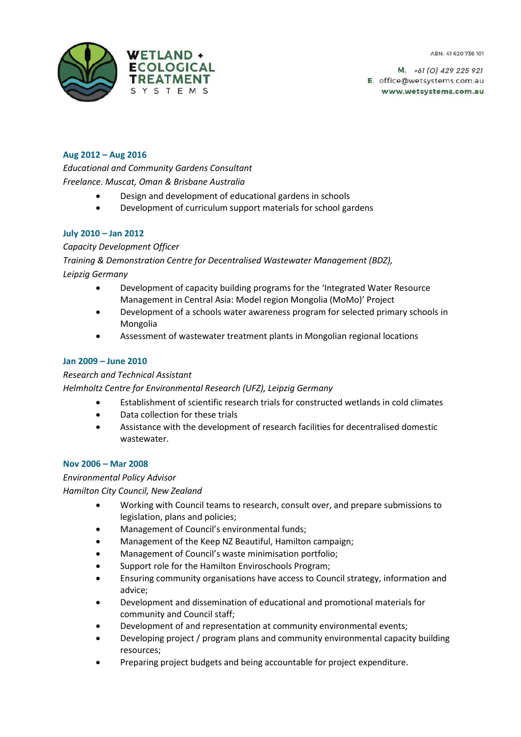**Aug 2012 – Aug 2016**

*Educational and Community Gardens Consultant*

*Freelance. Muscat, Oman & Brisbane Australia*

- Design and development of educational gardens in schools
- Development of curriculum support materials for school gardens

**July 2010 – Jan 2012**

*Capacity Development Officer*

*Training & Demonstration Centre for Decentralised Wastewater Management (BDZ), Leipzig Germany*

- Development of capacity building programs for the 'Integrated Water Resource Management in Central Asia: Model region Mongolia (MoMo)' Project
- Development of a schools water awareness program for selected primary schools in Mongolia
- Assessment of wastewater treatment plants in Mongolian regional locations

**Jan 2009 – June 2010**

*Research and Technical Assistant*

*Helmholtz Centre for Environmental Research (UFZ), Leipzig Germany*

- Establishment of scientific research trials for constructed wetlands in cold climates
- Data collection for these trials
- Assistance with the development of research facilities for decentralised domestic wastewater.

**Nov 2006 – Mar 2008**

*Environmental Policy Advisor*

*Hamilton City Council, New Zealand*

- Working with Council teams to research, consult over, and prepare submissions to legislation, plans and policies;
- Management of Council's environmental funds;
- Management of the Keep NZ Beautiful, Hamilton campaign;
- Management of Council's waste minimisation portfolio;
- Support role for the Hamilton Enviroschools Program;
- Ensuring community organisations have access to Council strategy, information and advice;
- Development and dissemination of educational and promotional materials for community and Council staff;
- Development of and representation at community environmental events;
- Developing project / program plans and community environmental capacity building resources;
- Preparing project budgets and being accountable for project expenditure.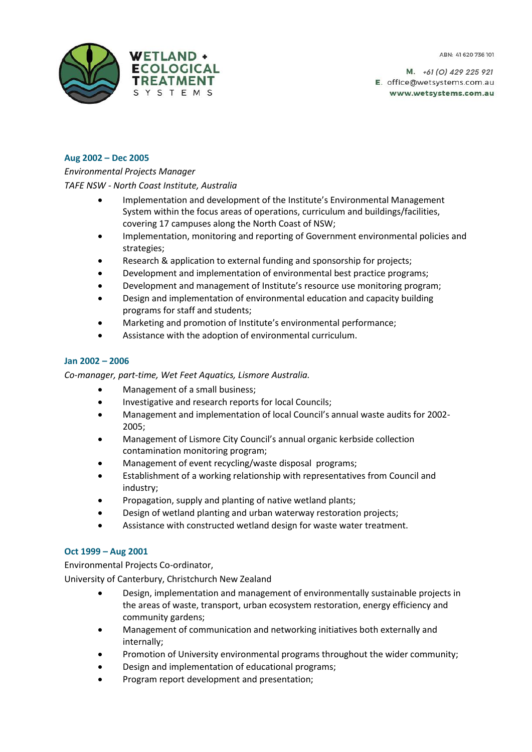**Aug 2002 – Dec 2005**

*Environmental Projects Manager*

*TAFE NSW - North Coast Institute, Australia*

- Implementation and development of the Institute's Environmental Management System within the focus areas of operations, curriculum and buildings/facilities, covering 17 campuses along the North Coast of NSW;
- Implementation, monitoring and reporting of Government environmental policies and strategies;
- Research & application to external funding and sponsorship for projects;
- Development and implementation of environmental best practice programs;
- Development and management of Institute's resource use monitoring program;
- Design and implementation of environmental education and capacity building programs for staff and students;
- Marketing and promotion of Institute's environmental performance;
- Assistance with the adoption of environmental curriculum.

**Jan 2002 – 2006**

*Co-manager, part-time, Wet Feet Aquatics, Lismore Australia.*

- Management of a small business;
- Investigative and research reports for local Councils;
- Management and implementation of local Council's annual waste audits for 2002-2005;
- Management of Lismore City Council's annual organic kerbside collection contamination monitoring program;
- Management of event recycling/waste disposal programs;
- Establishment of a working relationship with representatives from Council and industry;
- Propagation, supply and planting of native wetland plants;
- Design of wetland planting and urban waterway restoration projects;
- Assistance with constructed wetland design for waste water treatment.

**Oct 1999 – Aug 2001**

Environmental Projects Co-ordinator,

University of Canterbury, Christchurch New Zealand

- Design, implementation and management of environmentally sustainable projects in the areas of waste, transport, urban ecosystem restoration, energy efficiency and community gardens;
- Management of communication and networking initiatives both externally and internally;
- Promotion of University environmental programs throughout the wider community;
- Design and implementation of educational programs;
- Program report development and presentation;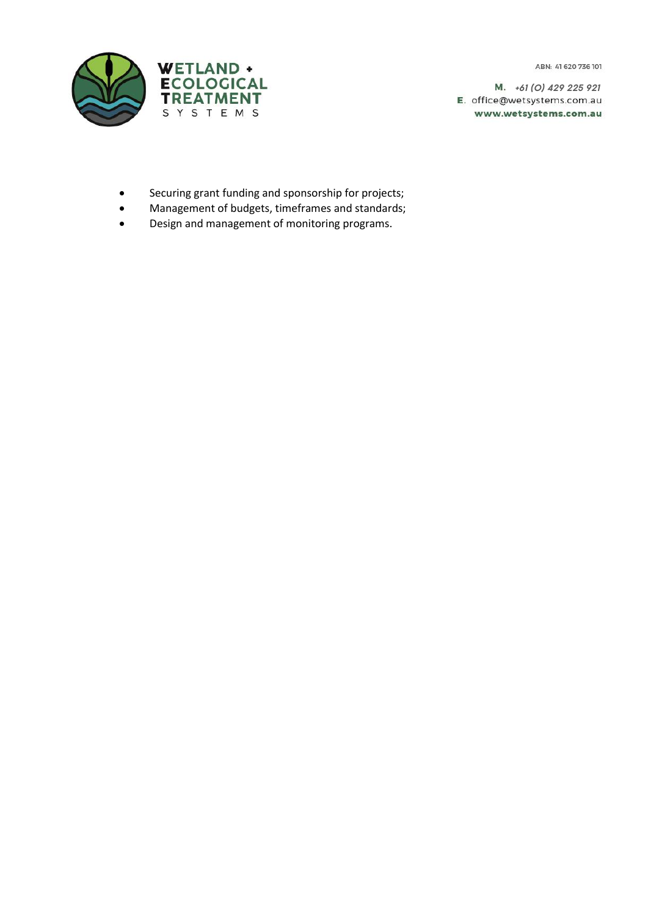- Securing grant funding and sponsorship for projects;
- Management of budgets, timeframes and standards;
- Design and management of monitoring programs.